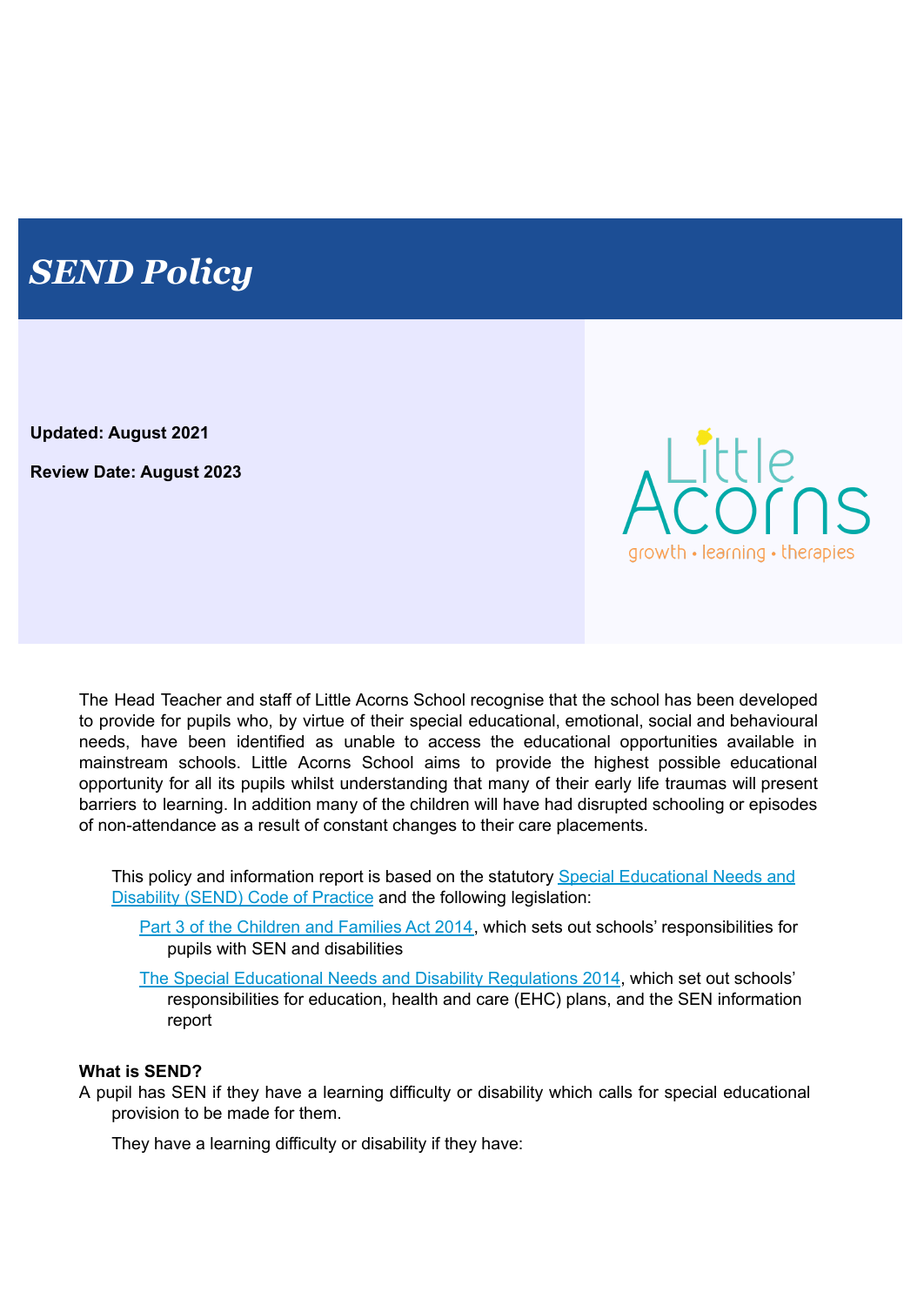# *SEND Policy*

**Updated: August 2021**

**Review Date: August 2023**

Little Acorns
growth • learning • therapies

The Head Teacher and staff of Little Acorns School recognise that the school has been developed to provide for pupils who, by virtue of their special educational, emotional, social and behavioural needs, have been identified as unable to access the educational opportunities available in mainstream schools. Little Acorns School aims to provide the highest possible educational opportunity for all its pupils whilst understanding that many of their early life traumas will present barriers to learning. In addition many of the children will have had disrupted schooling or episodes of non-attendance as a result of constant changes to their care placements.

This policy and information report is based on the statutory Special Educational Needs and Disability (SEND) Code of Practice and the following legislation:

- Part 3 of the Children and Families Act 2014, which sets out schools' responsibilities for pupils with SEN and disabilities
- The Special Educational Needs and Disability Regulations 2014, which set out schools' responsibilities for education, health and care (EHC) plans, and the SEN information report

**What is SEND?**

A pupil has SEN if they have a learning difficulty or disability which calls for special educational provision to be made for them.

They have a learning difficulty or disability if they have: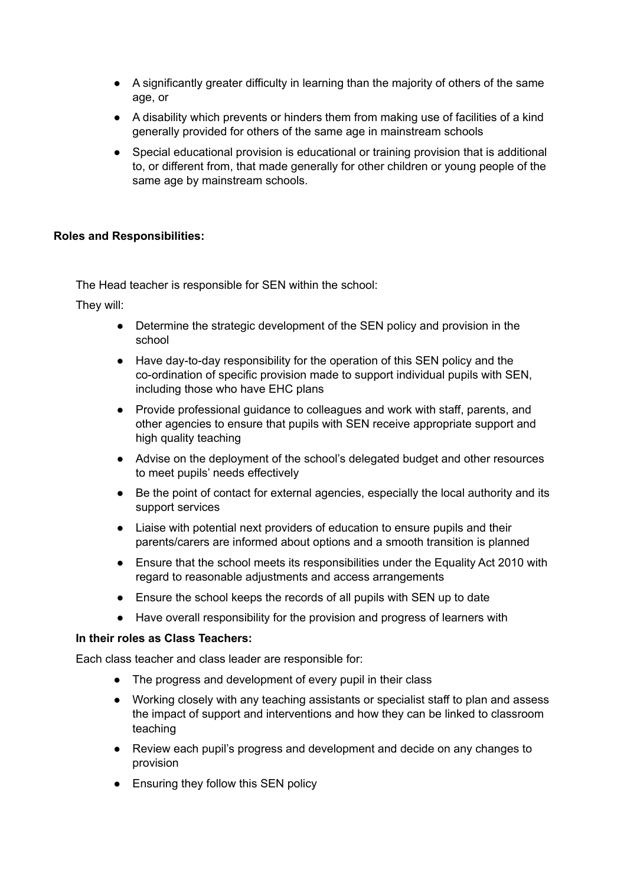- A significantly greater difficulty in learning than the majority of others of the same age, or
- A disability which prevents or hinders them from making use of facilities of a kind generally provided for others of the same age in mainstream schools
- Special educational provision is educational or training provision that is additional to, or different from, that made generally for other children or young people of the same age by mainstream schools.

**Roles and Responsibilities:**

The Head teacher is responsible for SEN within the school:

They will:

- Determine the strategic development of the SEN policy and provision in the school
- Have day-to-day responsibility for the operation of this SEN policy and the co-ordination of specific provision made to support individual pupils with SEN, including those who have EHC plans
- Provide professional guidance to colleagues and work with staff, parents, and other agencies to ensure that pupils with SEN receive appropriate support and high quality teaching
- Advise on the deployment of the school's delegated budget and other resources to meet pupils' needs effectively
- Be the point of contact for external agencies, especially the local authority and its support services
- Liaise with potential next providers of education to ensure pupils and their parents/carers are informed about options and a smooth transition is planned
- Ensure that the school meets its responsibilities under the Equality Act 2010 with regard to reasonable adjustments and access arrangements
- Ensure the school keeps the records of all pupils with SEN up to date
- Have overall responsibility for the provision and progress of learners with

**In their roles as Class Teachers:**

Each class teacher and class leader are responsible for:

- The progress and development of every pupil in their class
- Working closely with any teaching assistants or specialist staff to plan and assess the impact of support and interventions and how they can be linked to classroom teaching
- Review each pupil's progress and development and decide on any changes to provision
- Ensuring they follow this SEN policy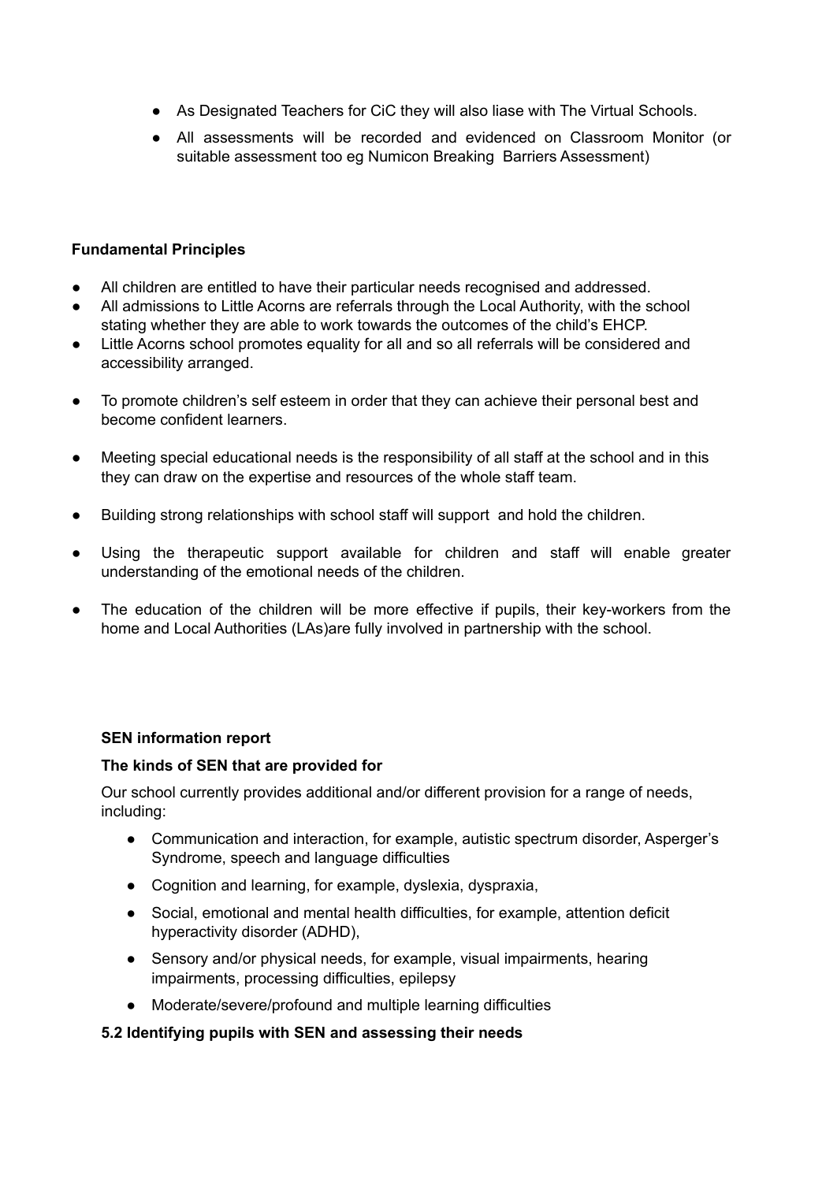- As Designated Teachers for CiC they will also liase with The Virtual Schools.
- All assessments will be recorded and evidenced on Classroom Monitor (or suitable assessment too eg Numicon Breaking Barriers Assessment)

**Fundamental Principles**

- All children are entitled to have their particular needs recognised and addressed.
- All admissions to Little Acorns are referrals through the Local Authority, with the school stating whether they are able to work towards the outcomes of the child's EHCP.
- Little Acorns school promotes equality for all and so all referrals will be considered and accessibility arranged.
- To promote children's self esteem in order that they can achieve their personal best and become confident learners.
- Meeting special educational needs is the responsibility of all staff at the school and in this they can draw on the expertise and resources of the whole staff team.
- Building strong relationships with school staff will support and hold the children.
- Using the therapeutic support available for children and staff will enable greater understanding of the emotional needs of the children.
- The education of the children will be more effective if pupils, their key-workers from the home and Local Authorities (LAs)are fully involved in partnership with the school.

**SEN information report**

**The kinds of SEN that are provided for**

Our school currently provides additional and/or different provision for a range of needs, including:

- Communication and interaction, for example, autistic spectrum disorder, Asperger's Syndrome, speech and language difficulties
- Cognition and learning, for example, dyslexia, dyspraxia,
- Social, emotional and mental health difficulties, for example, attention deficit hyperactivity disorder (ADHD),
- Sensory and/or physical needs, for example, visual impairments, hearing impairments, processing difficulties, epilepsy
- Moderate/severe/profound and multiple learning difficulties

**5.2 Identifying pupils with SEN and assessing their needs**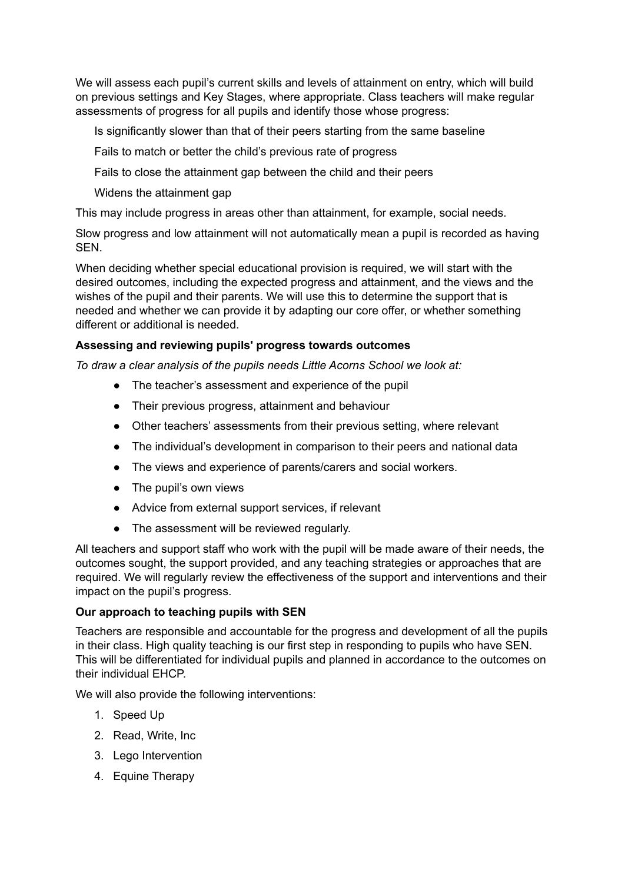We will assess each pupil's current skills and levels of attainment on entry, which will build on previous settings and Key Stages, where appropriate. Class teachers will make regular assessments of progress for all pupils and identify those whose progress:

Is significantly slower than that of their peers starting from the same baseline

Fails to match or better the child's previous rate of progress

Fails to close the attainment gap between the child and their peers

Widens the attainment gap

This may include progress in areas other than attainment, for example, social needs.

Slow progress and low attainment will not automatically mean a pupil is recorded as having SEN.

When deciding whether special educational provision is required, we will start with the desired outcomes, including the expected progress and attainment, and the views and the wishes of the pupil and their parents. We will use this to determine the support that is needed and whether we can provide it by adapting our core offer, or whether something different or additional is needed.

**Assessing and reviewing pupils' progress towards outcomes**

*To draw a clear analysis of the pupils needs Little Acorns School we look at:*

- The teacher's assessment and experience of the pupil
- Their previous progress, attainment and behaviour
- Other teachers' assessments from their previous setting, where relevant
- The individual's development in comparison to their peers and national data
- The views and experience of parents/carers and social workers.
- The pupil's own views
- Advice from external support services, if relevant
- The assessment will be reviewed regularly.

All teachers and support staff who work with the pupil will be made aware of their needs, the outcomes sought, the support provided, and any teaching strategies or approaches that are required. We will regularly review the effectiveness of the support and interventions and their impact on the pupil's progress.

**Our approach to teaching pupils with SEN**

Teachers are responsible and accountable for the progress and development of all the pupils in their class. High quality teaching is our first step in responding to pupils who have SEN. This will be differentiated for individual pupils and planned in accordance to the outcomes on their individual EHCP.

We will also provide the following interventions:

1. Speed Up
2. Read, Write, Inc
3. Lego Intervention
4. Equine Therapy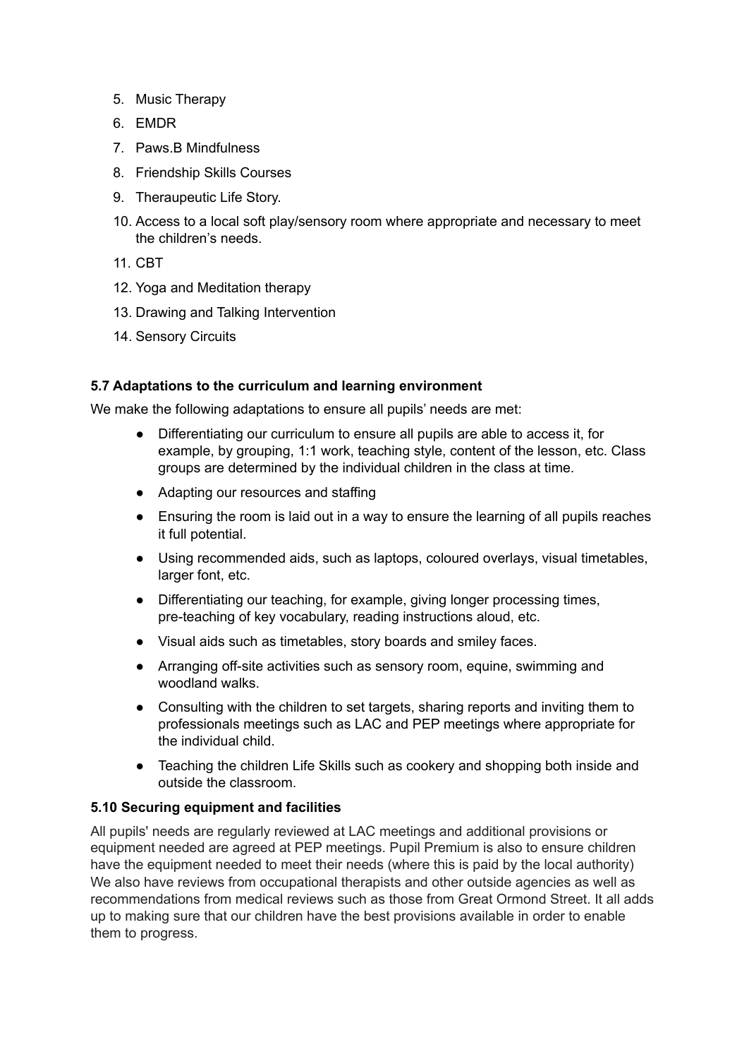5. Music Therapy
6. EMDR
7. Paws.B Mindfulness
8. Friendship Skills Courses
9. Theraupeutic Life Story.
10. Access to a local soft play/sensory room where appropriate and necessary to meet the children's needs.
11. CBT
12. Yoga and Meditation therapy
13. Drawing and Talking Intervention
14. Sensory Circuits

**5.7 Adaptations to the curriculum and learning environment**

We make the following adaptations to ensure all pupils' needs are met:

- Differentiating our curriculum to ensure all pupils are able to access it, for example, by grouping, 1:1 work, teaching style, content of the lesson, etc. Class groups are determined by the individual children in the class at time.
- Adapting our resources and staffing
- Ensuring the room is laid out in a way to ensure the learning of all pupils reaches it full potential.
- Using recommended aids, such as laptops, coloured overlays, visual timetables, larger font, etc.
- Differentiating our teaching, for example, giving longer processing times, pre-teaching of key vocabulary, reading instructions aloud, etc.
- Visual aids such as timetables, story boards and smiley faces.
- Arranging off-site activities such as sensory room, equine, swimming and woodland walks.
- Consulting with the children to set targets, sharing reports and inviting them to professionals meetings such as LAC and PEP meetings where appropriate for the individual child.
- Teaching the children Life Skills such as cookery and shopping both inside and outside the classroom.

**5.10 Securing equipment and facilities**

All pupils' needs are regularly reviewed at LAC meetings and additional provisions or equipment needed are agreed at PEP meetings. Pupil Premium is also to ensure children have the equipment needed to meet their needs (where this is paid by the local authority) We also have reviews from occupational therapists and other outside agencies as well as recommendations from medical reviews such as those from Great Ormond Street. It all adds up to making sure that our children have the best provisions available in order to enable them to progress.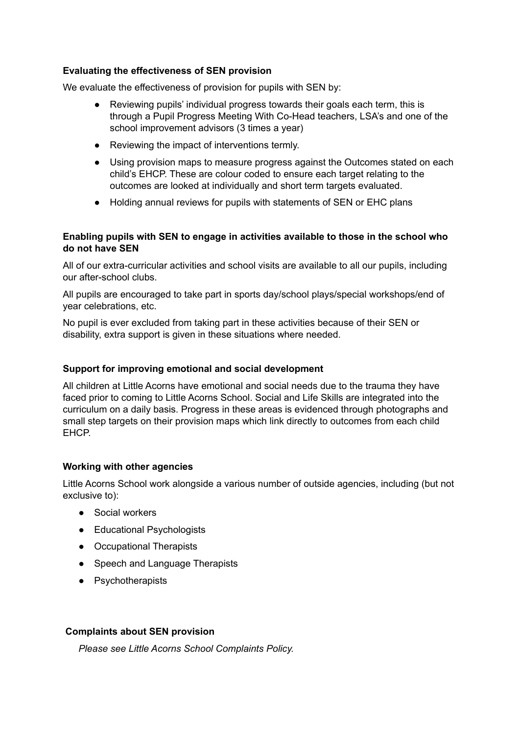**Evaluating the effectiveness of SEN provision**

We evaluate the effectiveness of provision for pupils with SEN by:

- Reviewing pupils' individual progress towards their goals each term, this is through a Pupil Progress Meeting With Co-Head teachers, LSA's and one of the school improvement advisors (3 times a year)
- Reviewing the impact of interventions termly.
- Using provision maps to measure progress against the Outcomes stated on each child's EHCP. These are colour coded to ensure each target relating to the outcomes are looked at individually and short term targets evaluated.
- Holding annual reviews for pupils with statements of SEN or EHC plans

**Enabling pupils with SEN to engage in activities available to those in the school who do not have SEN**

All of our extra-curricular activities and school visits are available to all our pupils, including our after-school clubs.

All pupils are encouraged to take part in sports day/school plays/special workshops/end of year celebrations, etc.

No pupil is ever excluded from taking part in these activities because of their SEN or disability, extra support is given in these situations where needed.

**Support for improving emotional and social development**

All children at Little Acorns have emotional and social needs due to the trauma they have faced prior to coming to Little Acorns School. Social and Life Skills are integrated into the curriculum on a daily basis. Progress in these areas is evidenced through photographs and small step targets on their provision maps which link directly to outcomes from each child EHCP.

**Working with other agencies**

Little Acorns School work alongside a various number of outside agencies, including (but not exclusive to):

- Social workers
- Educational Psychologists
- Occupational Therapists
- Speech and Language Therapists
- Psychotherapists

**Complaints about SEN provision**

*Please see Little Acorns School Complaints Policy.*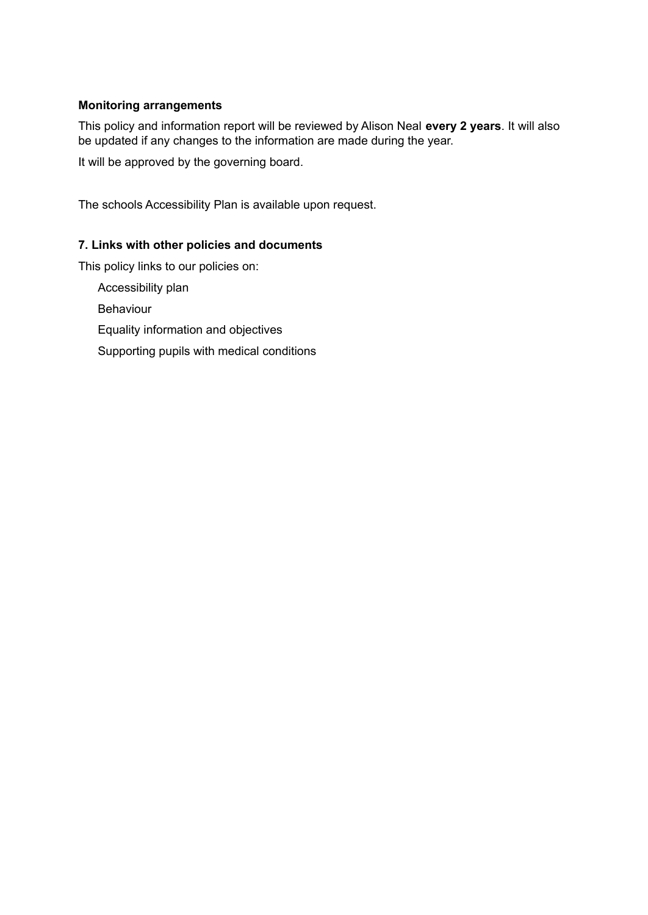**Monitoring arrangements**

This policy and information report will be reviewed by Alison Neal **every 2 years**. It will also be updated if any changes to the information are made during the year.

It will be approved by the governing board.

The schools Accessibility Plan is available upon request.

**7. Links with other policies and documents**

This policy links to our policies on:

- Accessibility plan
- Behaviour
- Equality information and objectives
- Supporting pupils with medical conditions